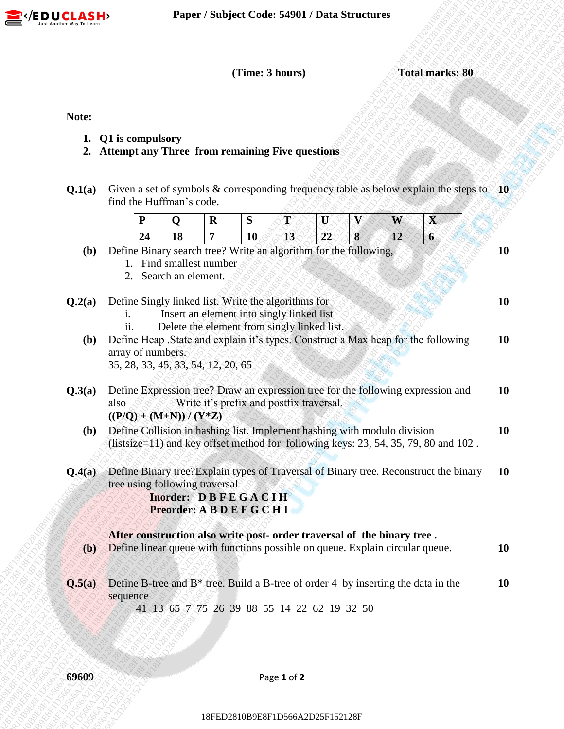**Paper / Subject Code: 54901 / Data Structures**

**(Time: 3 hours)** **Total marks: 80**

**Note:**

1. **Q1 is compulsory**
2. **Attempt any Three from remaining Five questions**

**Q.1(a)** Given a set of symbols & corresponding frequency table as below explain the steps to find the Huffman's code. **10**

| P | Q | R | S | T | U | V | W | X |
|---|---|---|---|---|---|---|---|---|
| 24 | 18 | 7 | 10 | 13 | 22 | 8 | 12 | 6 |

**(b)** Define Binary search tree? Write an algorithm for the following, **10**
1. Find smallest number
2. Search an element.

**Q.2(a)** Define Singly linked list. Write the algorithms for **10**
- i. Insert an element into singly linked list
- ii. Delete the element from singly linked list.

**(b)** Define Heap .State and explain it's types. Construct a Max heap for the following array of numbers. **10**
35, 28, 33, 45, 33, 54, 12, 20, 65

**Q.3(a)** Define Expression tree? Draw an expression tree for the following expression and also Write it's prefix and postfix traversal. **10**
**((P/Q) + (M+N)) / (Y*Z)**

**(b)** Define Collision in hashing list. Implement hashing with modulo division (listsize=11) and key offset method for following keys: 23, 54, 35, 79, 80 and 102 . **10**

**Q.4(a)** Define Binary tree?Explain types of Traversal of Binary tree. Reconstruct the binary tree using following traversal **10**

**Inorder: D B F E G A C I H**
**Preorder: A B D E F G C H I**

**After construction also write post- order traversal of the binary tree .**

**(b)** Define linear queue with functions possible on queue. Explain circular queue. **10**

**Q.5(a)** Define B-tree and B* tree. Build a B-tree of order 4 by inserting the data in the sequence **10**
41 13 65 7 75 26 39 88 55 14 22 62 19 32 50

69609

18FED2810B9E8F1D566A2D25F152128F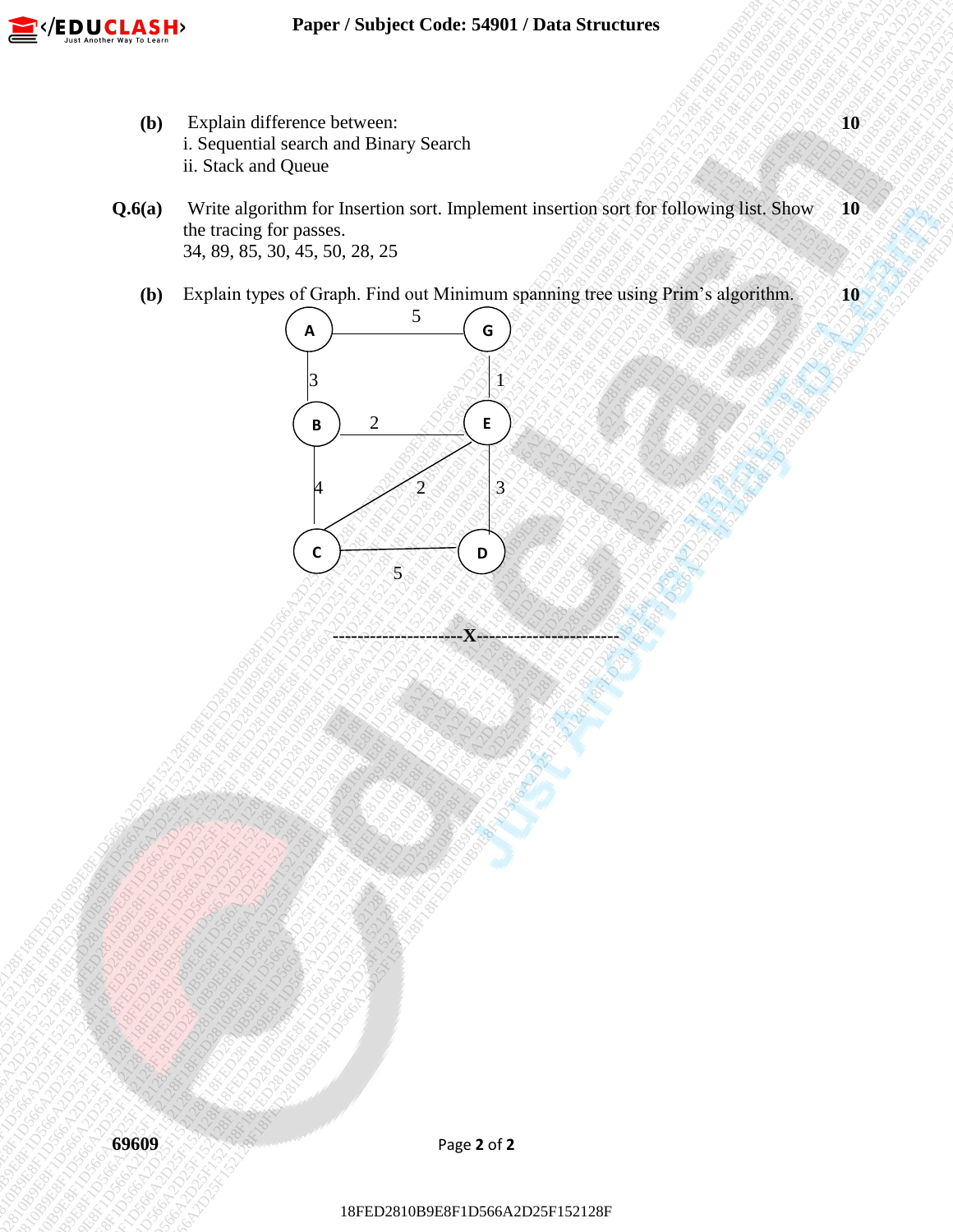**(b)** Explain difference between: **10**

i. Sequential search and Binary Search

ii. Stack and Queue

**Q.6(a)** Write algorithm for Insertion sort. Implement insertion sort for following list. Show the tracing for passes. **10**

34, 89, 85, 30, 45, 50, 28, 25

**(b)** Explain types of Graph. Find out Minimum spanning tree using Prim's algorithm. **10**

A
5
G
3
1
B
2
E
4
2
3
C
D
5

---------------------X----------------------

18FED2810B9E8F1D566A2D25F152128F